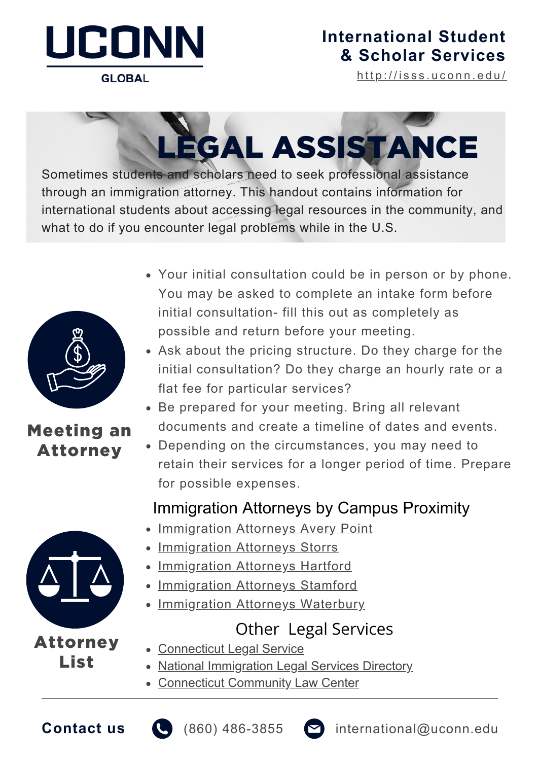**UCONN GLOBAL**

**International Student & Scholar Services**
http://isss.uconn.edu/

# LEGAL ASSISTANCE

Sometimes students and scholars need to seek professional assistance through an immigration attorney. This handout contains information for international students about accessing legal resources in the community, and what to do if you encounter legal problems while in the U.S.

## Meeting an Attorney

- Your initial consultation could be in person or by phone. You may be asked to complete an intake form before initial consultation- fill this out as completely as possible and return before your meeting.
- Ask about the pricing structure. Do they charge for the initial consultation? Do they charge an hourly rate or a flat fee for particular services?
- Be prepared for your meeting. Bring all relevant documents and create a timeline of dates and events.
- Depending on the circumstances, you may need to retain their services for a longer period of time. Prepare for possible expenses.

## Attorney List

### Immigration Attorneys by Campus Proximity

- Immigration Attorneys Avery Point
- Immigration Attorneys Storrs
- Immigration Attorneys Hartford
- Immigration Attorneys Stamford
- Immigration Attorneys Waterbury

### Other Legal Services

- Connecticut Legal Service
- National Immigration Legal Services Directory
- Connecticut Community Law Center

---

**Contact us** (860) 486-3855 international@uconn.edu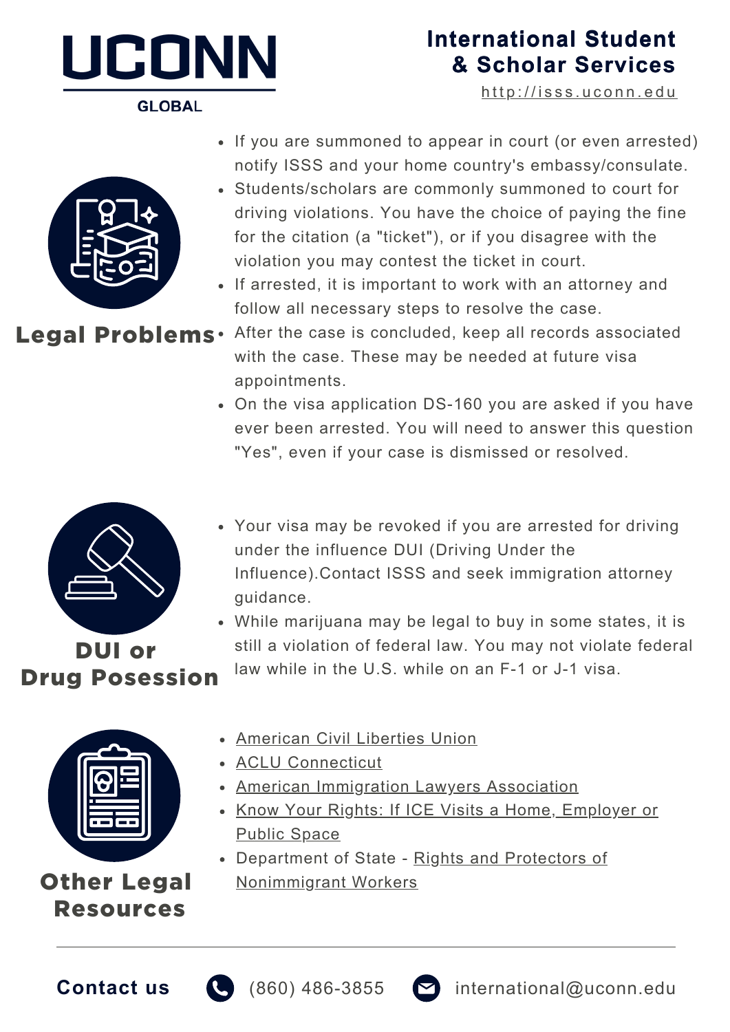# UCONN GLOBAL

## International Student & Scholar Services

http://isss.uconn.edu

## Legal Problems

- If you are summoned to appear in court (or even arrested) notify ISSS and your home country's embassy/consulate.
- Students/scholars are commonly summoned to court for driving violations. You have the choice of paying the fine for the citation (a "ticket"), or if you disagree with the violation you may contest the ticket in court.
- If arrested, it is important to work with an attorney and follow all necessary steps to resolve the case.
- After the case is concluded, keep all records associated with the case. These may be needed at future visa appointments.
- On the visa application DS-160 you are asked if you have ever been arrested. You will need to answer this question "Yes", even if your case is dismissed or resolved.

## DUI or Drug Posession

- Your visa may be revoked if you are arrested for driving under the influence DUI (Driving Under the Influence).Contact ISSS and seek immigration attorney guidance.
- While marijuana may be legal to buy in some states, it is still a violation of federal law. You may not violate federal law while in the U.S. while on an F-1 or J-1 visa.

## Other Legal Resources

- American Civil Liberties Union
- ACLU Connecticut
- American Immigration Lawyers Association
- Know Your Rights: If ICE Visits a Home, Employer or Public Space
- Department of State - Rights and Protectors of Nonimmigrant Workers

**Contact us** (860) 486-3855 international@uconn.edu